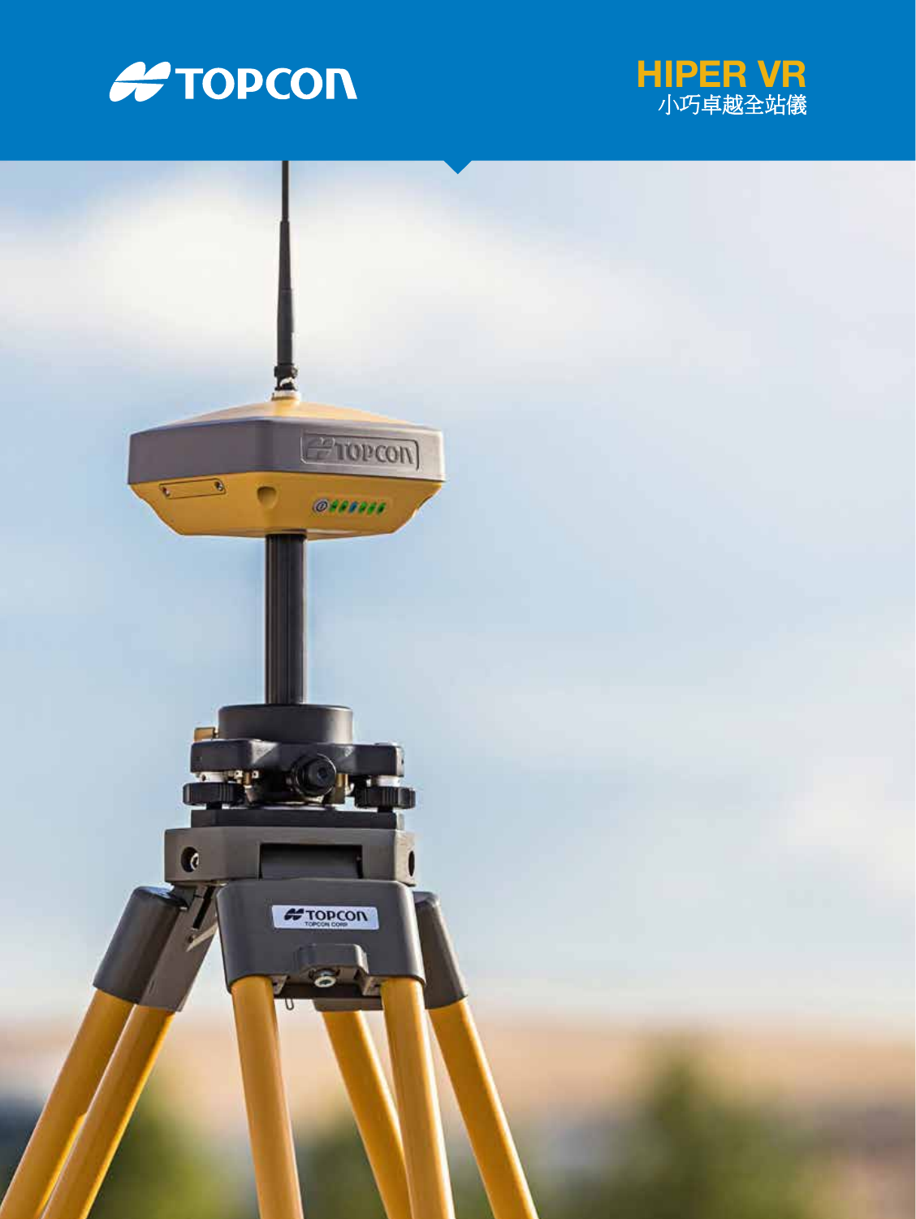# TOPCON

## HIPER VR
小巧卓越全站儀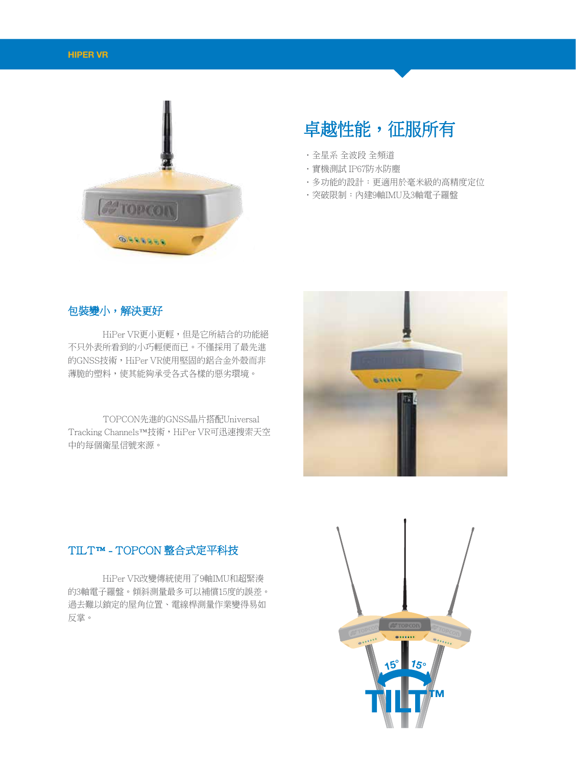# 卓越性能，征服所有

- 全星系 全波段 全頻道
- 實機測試 IP67防水防塵
- 多功能的設計：更適用於毫米級的高精度定位
- 突破限制：內建9軸IMU及3軸電子羅盤

## 包裝變小，解決更好

HiPer VR更小更輕，但是它所結合的功能絕不只外表所看到的小巧輕便而已。不僅採用了最先進的GNSS技術，HiPer VR使用堅固的鋁合金外殼而非薄脆的塑料，使其能夠承受各式各樣的惡劣環境。

TOPCON先進的GNSS晶片搭配Universal Tracking Channels™技術，HiPer VR可迅速搜索天空中的每個衛星信號來源。

## TILT™ - TOPCON 整合式定平科技

HiPer VR改變傳統使用了9軸IMU和超緊湊的3軸電子羅盤。傾斜測量最多可以補償15度的誤差。過去難以鎖定的屋角位置、電線桿測量作業變得易如反掌。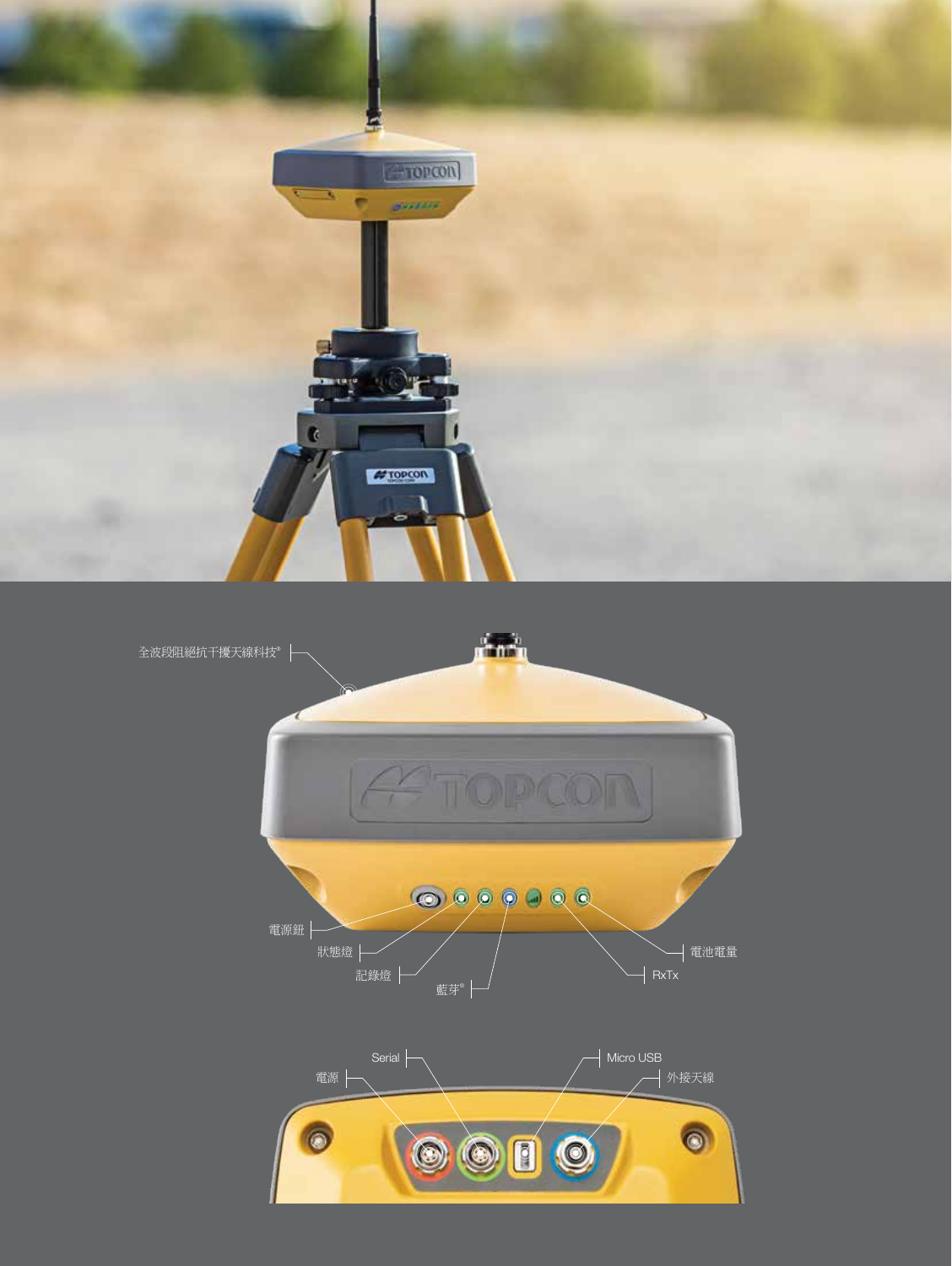全波段阻絕抗干擾天線科技®

電源鈕

狀態燈

記錄燈

藍芽®

電池電量

RxTx

Serial

電源

Micro USB

外接天線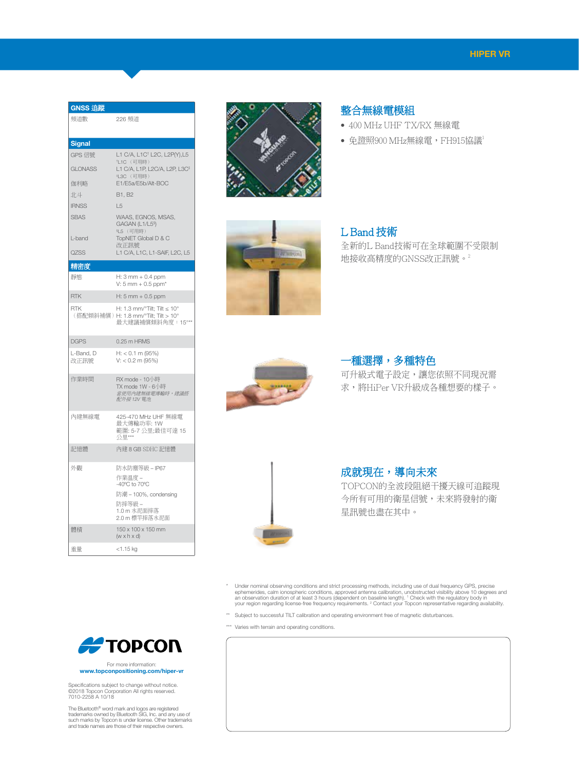## GNSS 追蹤

| | |
|---|---|
| 頻道數 | 226 頻道 |

## Signal

| | |
|---|---|
| GPS 信號 | L1 C/A, L1C[1] L2C, L2P(Y),L5 [1]L1C （可用時） |
| GLONASS | L1 C/A, L1P, L2C/A, L2P, L3C[‡] [‡]L3C （可用時） |
| 伽利略 | E1/E5a/E5b/Alt-BOC |
| 北斗 | B1, B2 |
| IRNSS | L5 |
| SBAS | WAAS, EGNOS, MSAS, GAGAN (L1/L5[§]) [§]L5 （可用時） |
| L-band | TopNET Global D & C 改正訊號 |
| QZSS | L1 C/A, L1C, L1-SAIF, L2C, L5 |

## 精密度

| | |
|---|---|
| 靜態 | H: 3 mm + 0.4 ppm V: 5 mm + 0.5 ppm* |
| RTK | H: 5 mm + 0.5 ppm |
| RTK （搭配傾斜補償） | H: 1.3 mm/°Tilt; Tilt ≤ 10° H: 1.8 mm/°Tilt; Tilt > 10° 最大建議補償傾斜角度：15°** |
| DGPS | 0.25 m HRMS |
| L-Band, D 改正訊號 | H: < 0.1 m (95%) V: < 0.2 m (95%) |
| 作業時間 | RX mode - 10小時 TX mode 1W - 6小時 *當使用內建無線電傳輸時，建議搭配外接12V 電池* |
| 內建無線電 | 425-470 MHz UHF 無線電 最大傳輸功率: 1W 範圍: 5-7 公里;最佳可達 15 公里*** |
| 記憶體 | 內建 8 GB SDHC 記憶體 |
| 外觀 | 防水防塵等級 – IP67 作業溫度 – -40ºC to 70ºC 防潮 – 100%, condensing 防摔等級 – 1.0 m 水泥面摔落 2.0 m 標竿摔落水泥面 |
| 體積 | 150 x 100 x 150 mm (w x h x d) |
| 重量 | <1.15 kg |

## 整合無線電模組

- 400 MHz UHF TX/RX 無線電
- 免證照900 MHz無線電，FH915協議[1]

## L Band 技術

全新的L Band技術可在全球範圍不受限制地接收高精度的GNSS改正訊號。[2]

## 一種選擇，多種特色

可升級式電子設定，讓您依照不同現況需求，將HiPer VR升級成各種想要的樣子。

## 成就現在，導向未來

TOPCON的全波段阻絕干擾天線可追蹤現今所有可用的衛星信號，未來將發射的衛星訊號也盡在其中。

\* Under nominal observing conditions and strict processing methods, including use of dual frequency GPS, precise ephemerides, calm ionospheric conditions, approved antenna calibration, unobstructed visibility above 10 degrees and an observation duration of at least 3 hours (dependent on baseline length). [1] Check with the regulatory body in your region regarding license-free frequency requirements. [2] Contact your Topcon representative regarding availability.

\** Subject to successful TILT calibration and operating environment free of magnetic disturbances.

\*** Varies with terrain and operating conditions.

TOPCON

For more information:
**www.topconpositioning.com/hiper-vr**

Specifications subject to change without notice.
©2018 Topcon Corporation All rights reserved.
7010-2258 A 10/18

The Bluetooth® word mark and logos are registered trademarks owned by Bluetooth SIG, Inc. and any use of such marks by Topcon is under license. Other trademarks and trade names are those of their respective owners.